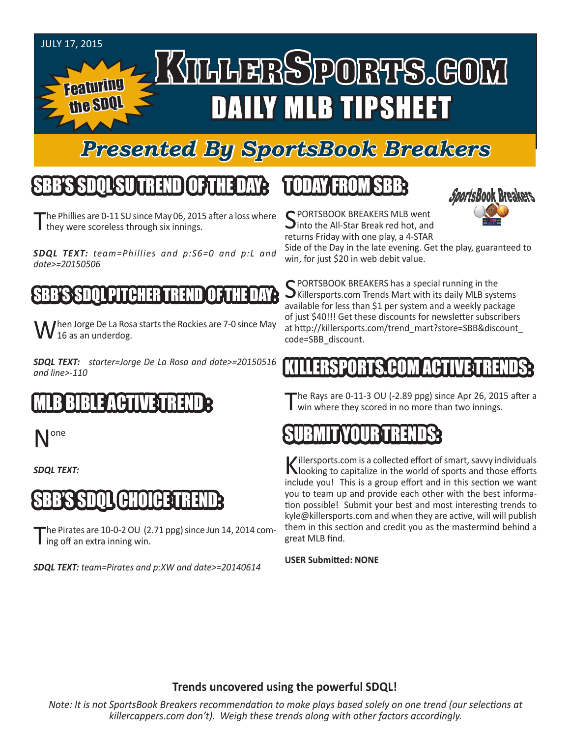JULY 17, 2015

Featuring the SDQL

# KillerSports.com DAILY MLB TIPSHEET

## *Presented By SportsBook Breakers*

## SBB'S SDQL SU TREND OF THE DAY:

The Phillies are 0-11 SU since May 06, 2015 after a loss where they were scoreless through six innings.

***SDQL TEXT:*** *team=Phillies and p:S6=0 and p:L and date>=20150506*

## SBB'S SDQL PITCHER TREND OF THE DAY:

When Jorge De La Rosa starts the Rockies are 7-0 since May 16 as an underdog.

***SDQL TEXT:*** *starter=Jorge De La Rosa and date>=20150516 and line>-110*

## MLB BIBLE ACTIVE TREND :

None

***SDQL TEXT:***

## SBB'S SDQL CHOICE TREND:

The Pirates are 10-0-2 OU (2.71 ppg) since Jun 14, 2014 coming off an extra inning win.

***SDQL TEXT:*** *team=Pirates and p:XW and date>=20140614*

## TODAY FROM SBB:

SPORTSBOOK BREAKERS MLB went into the All-Star Break red hot, and returns Friday with one play, a 4-STAR Side of the Day in the late evening. Get the play, guaranteed to win, for just $20 in web debit value.

SPORTSBOOK BREAKERS has a special running in the Killersports.com Trends Mart with its daily MLB systems available for less than $1 per system and a weekly package of just $40!!! Get these discounts for newsletter subscribers at http://killersports.com/trend_mart?store=SBB&discount_code=SBB_discount.

## KILLERSPORTS.COM ACTIVE TRENDS:

The Rays are 0-11-3 OU (-2.89 ppg) since Apr 26, 2015 after a win where they scored in no more than two innings.

## SUBMIT YOUR TRENDS:

Killersports.com is a collected effort of smart, savvy individuals looking to capitalize in the world of sports and those efforts include you! This is a group effort and in this section we want you to team up and provide each other with the best information possible! Submit your best and most interesting trends to kyle@killersports.com and when they are active, will will publish them in this section and credit you as the mastermind behind a great MLB find.

**USER Submitted: NONE**

**Trends uncovered using the powerful SDQL!**

*Note: It is not SportsBook Breakers recommendation to make plays based solely on one trend (our selections at killercappers.com don't). Weigh these trends along with other factors accordingly.*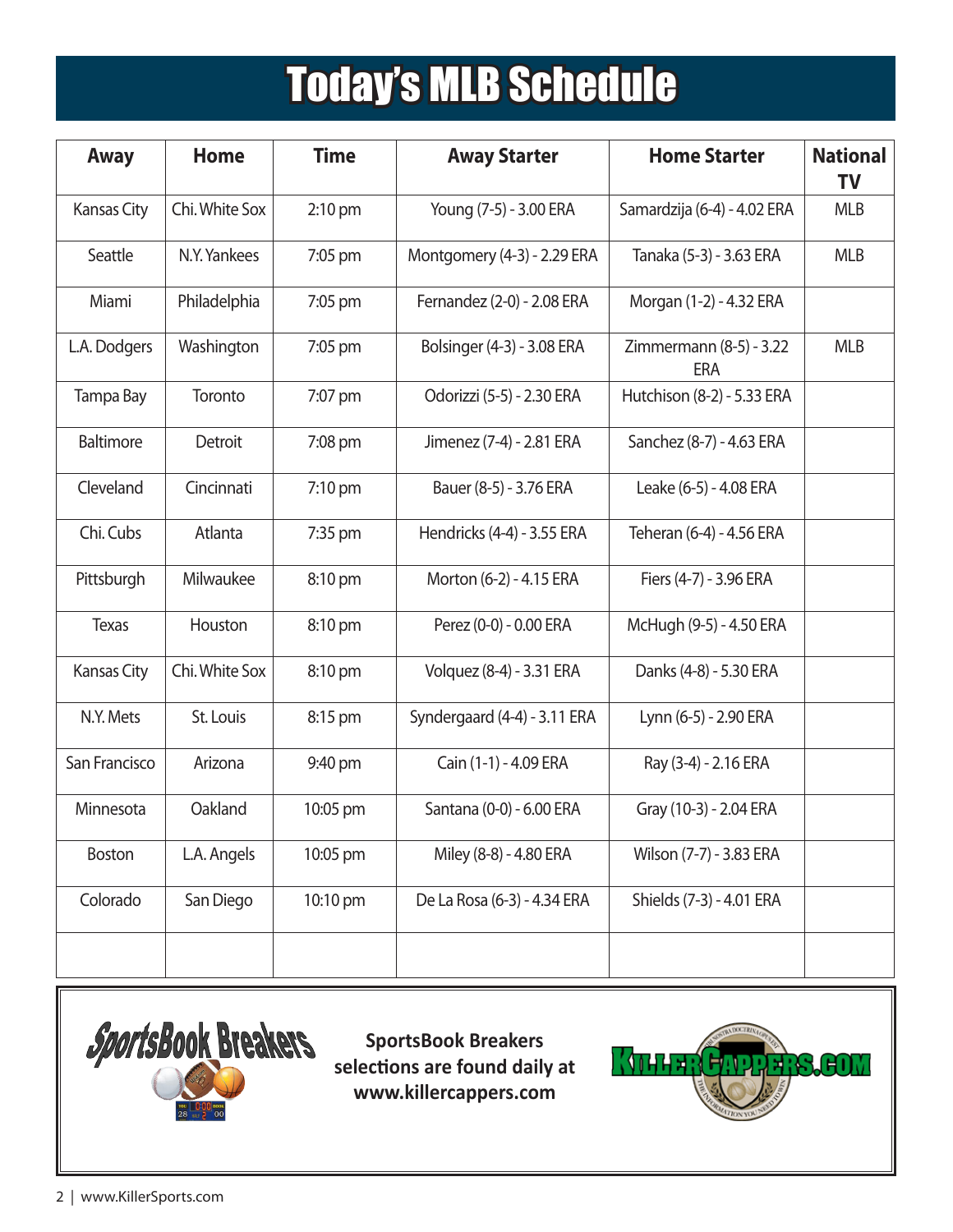# Today's MLB Schedule

| Away | Home | Time | Away Starter | Home Starter | National TV |
|---|---|---|---|---|---|
| Kansas City | Chi. White Sox | 2:10 pm | Young (7-5) - 3.00 ERA | Samardzija (6-4) - 4.02 ERA | MLB |
| Seattle | N.Y. Yankees | 7:05 pm | Montgomery (4-3) - 2.29 ERA | Tanaka (5-3) - 3.63 ERA | MLB |
| Miami | Philadelphia | 7:05 pm | Fernandez (2-0) - 2.08 ERA | Morgan (1-2) - 4.32 ERA | |
| L.A. Dodgers | Washington | 7:05 pm | Bolsinger (4-3) - 3.08 ERA | Zimmermann (8-5) - 3.22 ERA | MLB |
| Tampa Bay | Toronto | 7:07 pm | Odorizzi (5-5) - 2.30 ERA | Hutchison (8-2) - 5.33 ERA | |
| Baltimore | Detroit | 7:08 pm | Jimenez (7-4) - 2.81 ERA | Sanchez (8-7) - 4.63 ERA | |
| Cleveland | Cincinnati | 7:10 pm | Bauer (8-5) - 3.76 ERA | Leake (6-5) - 4.08 ERA | |
| Chi. Cubs | Atlanta | 7:35 pm | Hendricks (4-4) - 3.55 ERA | Teheran (6-4) - 4.56 ERA | |
| Pittsburgh | Milwaukee | 8:10 pm | Morton (6-2) - 4.15 ERA | Fiers (4-7) - 3.96 ERA | |
| Texas | Houston | 8:10 pm | Perez (0-0) - 0.00 ERA | McHugh (9-5) - 4.50 ERA | |
| Kansas City | Chi. White Sox | 8:10 pm | Volquez (8-4) - 3.31 ERA | Danks (4-8) - 5.30 ERA | |
| N.Y. Mets | St. Louis | 8:15 pm | Syndergaard (4-4) - 3.11 ERA | Lynn (6-5) - 2.90 ERA | |
| San Francisco | Arizona | 9:40 pm | Cain (1-1) - 4.09 ERA | Ray (3-4) - 2.16 ERA | |
| Minnesota | Oakland | 10:05 pm | Santana (0-0) - 6.00 ERA | Gray (10-3) - 2.04 ERA | |
| Boston | L.A. Angels | 10:05 pm | Miley (8-8) - 4.80 ERA | Wilson (7-7) - 3.83 ERA | |
| Colorado | San Diego | 10:10 pm | De La Rosa (6-3) - 4.34 ERA | Shields (7-3) - 4.01 ERA | |
| | | | | | |

SportsBook Breakers

**SportsBook Breakers selections are found daily at www.killercappers.com**

KILLERCAPPERS.COM

www.KillerSports.com